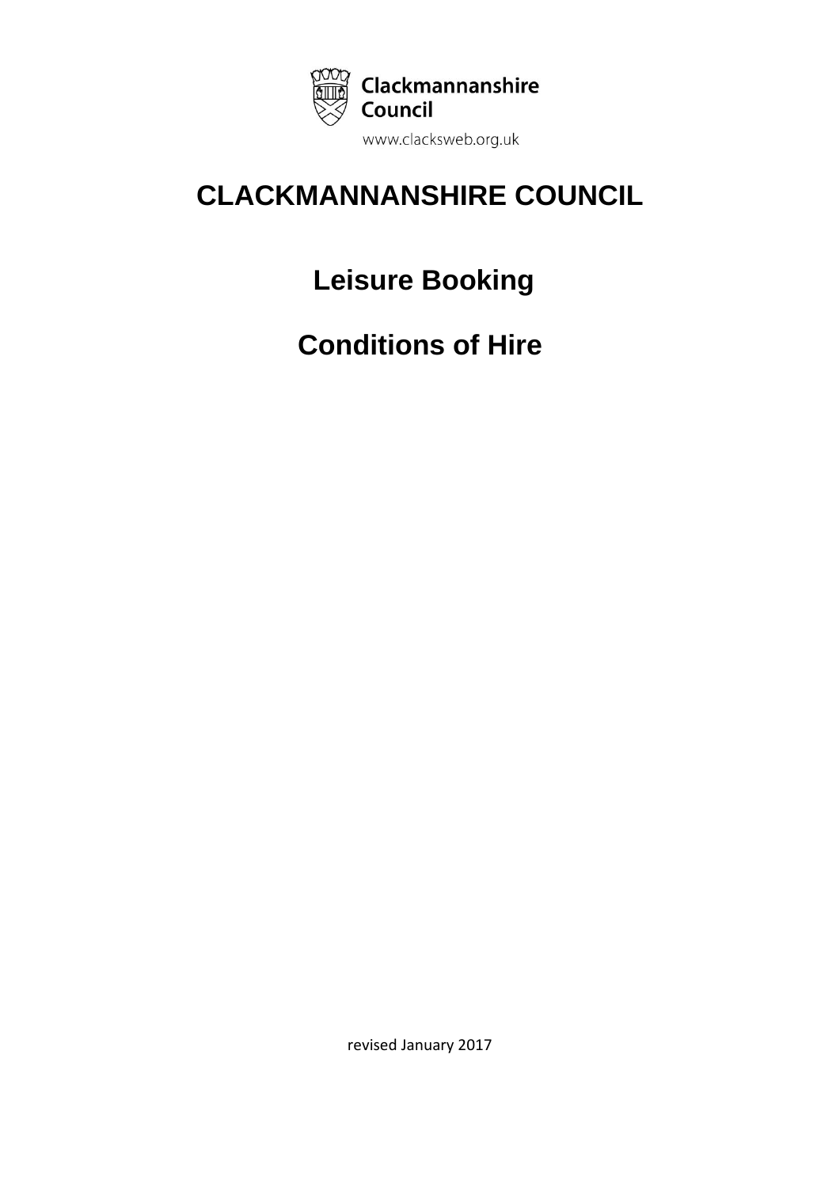Clackmannanshire Council

www.clacksweb.org.uk

# CLACKMANNANSHIRE COUNCIL

## Leisure Booking

## Conditions of Hire

revised January 2017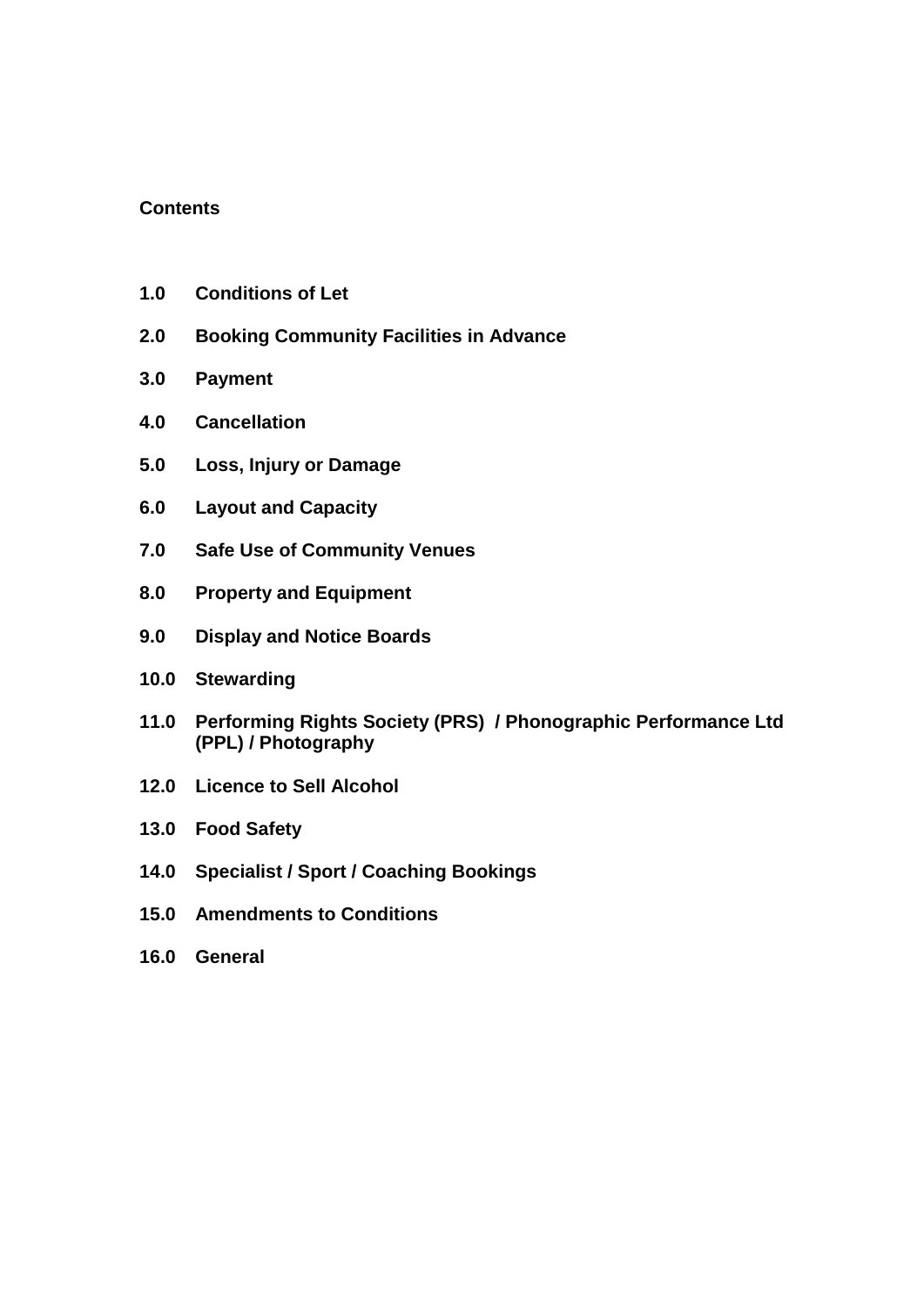**Contents**

**1.0 Conditions of Let**

**2.0 Booking Community Facilities in Advance**

**3.0 Payment**

**4.0 Cancellation**

**5.0 Loss, Injury or Damage**

**6.0 Layout and Capacity**

**7.0 Safe Use of Community Venues**

**8.0 Property and Equipment**

**9.0 Display and Notice Boards**

**10.0 Stewarding**

**11.0 Performing Rights Society (PRS) / Phonographic Performance Ltd (PPL) / Photography**

**12.0 Licence to Sell Alcohol**

**13.0 Food Safety**

**14.0 Specialist / Sport / Coaching Bookings**

**15.0 Amendments to Conditions**

**16.0 General**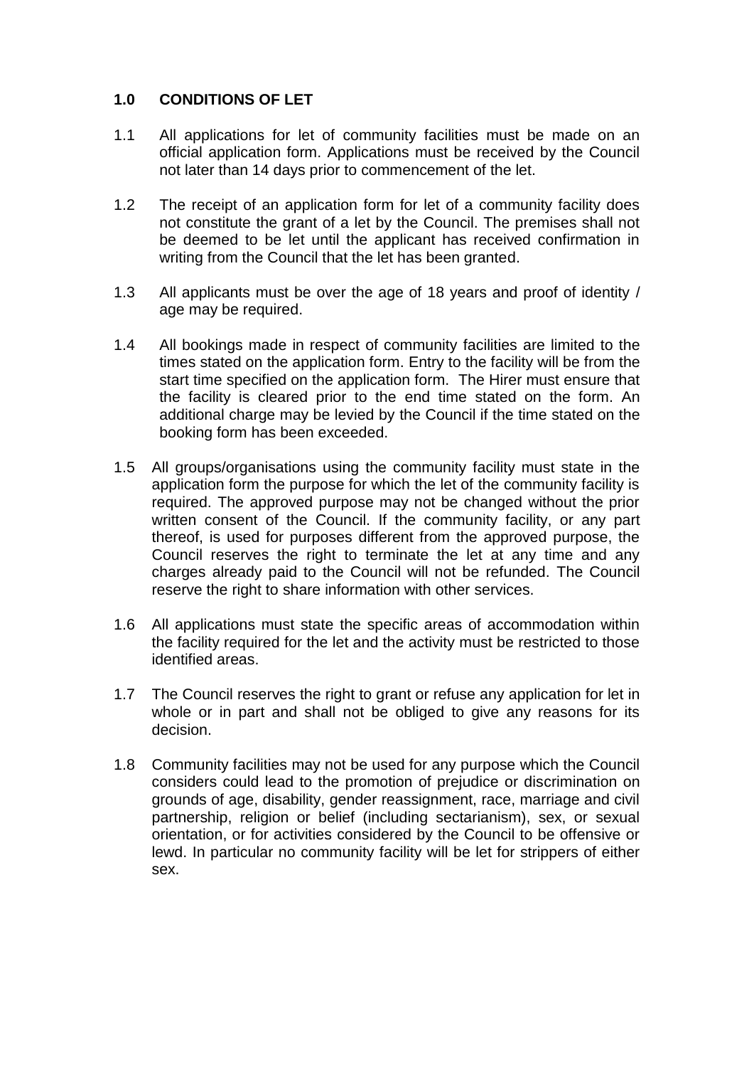## 1.0 CONDITIONS OF LET

1.1 All applications for let of community facilities must be made on an official application form. Applications must be received by the Council not later than 14 days prior to commencement of the let.

1.2 The receipt of an application form for let of a community facility does not constitute the grant of a let by the Council. The premises shall not be deemed to be let until the applicant has received confirmation in writing from the Council that the let has been granted.

1.3 All applicants must be over the age of 18 years and proof of identity / age may be required.

1.4 All bookings made in respect of community facilities are limited to the times stated on the application form. Entry to the facility will be from the start time specified on the application form. The Hirer must ensure that the facility is cleared prior to the end time stated on the form. An additional charge may be levied by the Council if the time stated on the booking form has been exceeded.

1.5 All groups/organisations using the community facility must state in the application form the purpose for which the let of the community facility is required. The approved purpose may not be changed without the prior written consent of the Council. If the community facility, or any part thereof, is used for purposes different from the approved purpose, the Council reserves the right to terminate the let at any time and any charges already paid to the Council will not be refunded. The Council reserve the right to share information with other services.

1.6 All applications must state the specific areas of accommodation within the facility required for the let and the activity must be restricted to those identified areas.

1.7 The Council reserves the right to grant or refuse any application for let in whole or in part and shall not be obliged to give any reasons for its decision.

1.8 Community facilities may not be used for any purpose which the Council considers could lead to the promotion of prejudice or discrimination on grounds of age, disability, gender reassignment, race, marriage and civil partnership, religion or belief (including sectarianism), sex, or sexual orientation, or for activities considered by the Council to be offensive or lewd. In particular no community facility will be let for strippers of either sex.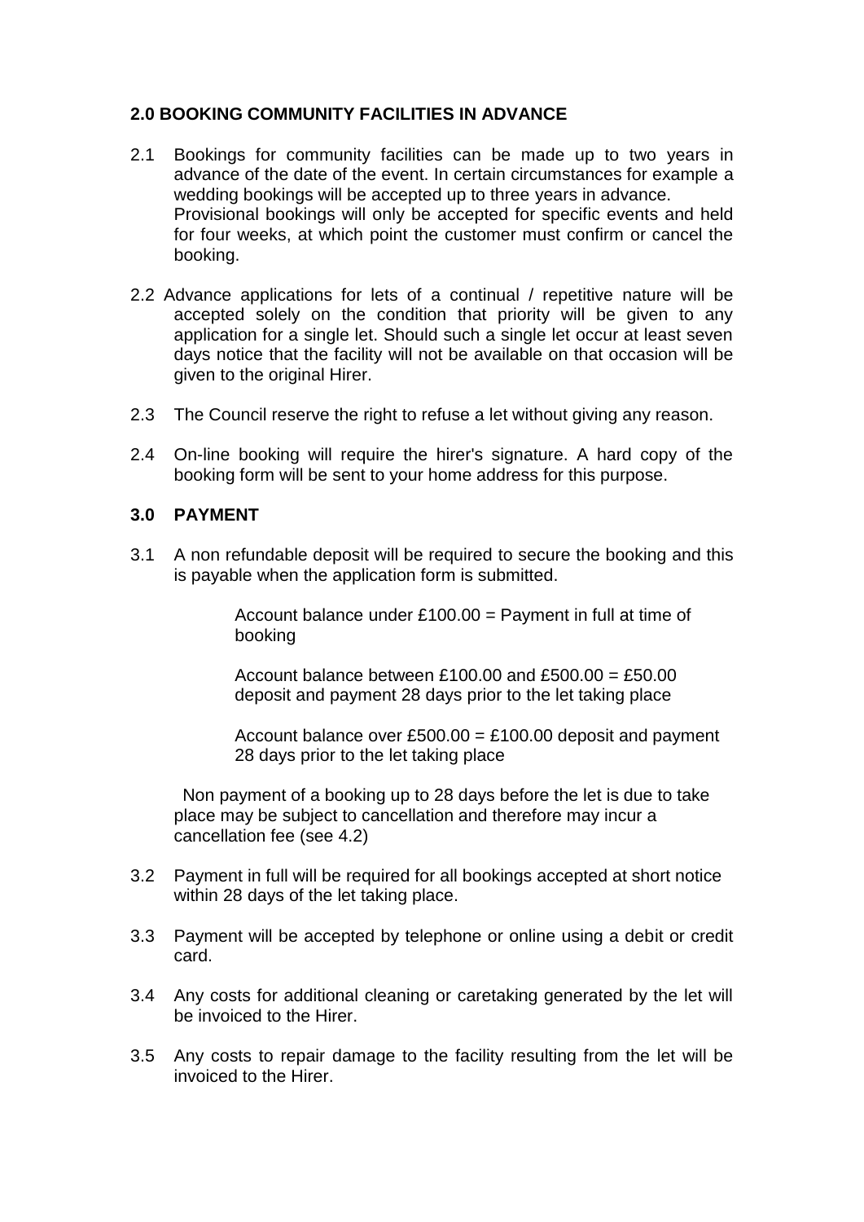## 2.0 BOOKING COMMUNITY FACILITIES IN ADVANCE

2.1 Bookings for community facilities can be made up to two years in advance of the date of the event. In certain circumstances for example a wedding bookings will be accepted up to three years in advance. Provisional bookings will only be accepted for specific events and held for four weeks, at which point the customer must confirm or cancel the booking.

2.2 Advance applications for lets of a continual / repetitive nature will be accepted solely on the condition that priority will be given to any application for a single let. Should such a single let occur at least seven days notice that the facility will not be available on that occasion will be given to the original Hirer.

2.3 The Council reserve the right to refuse a let without giving any reason.

2.4 On-line booking will require the hirer's signature. A hard copy of the booking form will be sent to your home address for this purpose.

## 3.0 PAYMENT

3.1 A non refundable deposit will be required to secure the booking and this is payable when the application form is submitted.

> Account balance under £100.00 = Payment in full at time of booking
>
> Account balance between £100.00 and £500.00 = £50.00 deposit and payment 28 days prior to the let taking place
>
> Account balance over £500.00 = £100.00 deposit and payment 28 days prior to the let taking place

Non payment of a booking up to 28 days before the let is due to take place may be subject to cancellation and therefore may incur a cancellation fee (see 4.2)

3.2 Payment in full will be required for all bookings accepted at short notice within 28 days of the let taking place.

3.3 Payment will be accepted by telephone or online using a debit or credit card.

3.4 Any costs for additional cleaning or caretaking generated by the let will be invoiced to the Hirer.

3.5 Any costs to repair damage to the facility resulting from the let will be invoiced to the Hirer.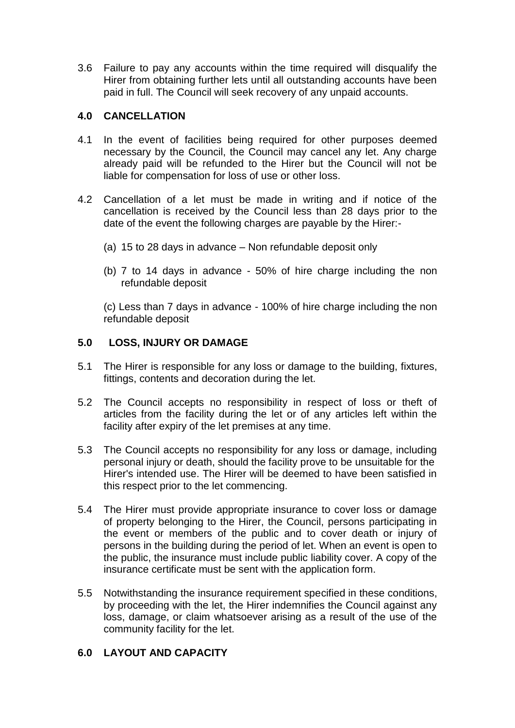3.6 Failure to pay any accounts within the time required will disqualify the Hirer from obtaining further lets until all outstanding accounts have been paid in full. The Council will seek recovery of any unpaid accounts.

## 4.0 CANCELLATION

4.1 In the event of facilities being required for other purposes deemed necessary by the Council, the Council may cancel any let. Any charge already paid will be refunded to the Hirer but the Council will not be liable for compensation for loss of use or other loss.

4.2 Cancellation of a let must be made in writing and if notice of the cancellation is received by the Council less than 28 days prior to the date of the event the following charges are payable by the Hirer:-

(a) 15 to 28 days in advance – Non refundable deposit only

(b) 7 to 14 days in advance - 50% of hire charge including the non refundable deposit

(c) Less than 7 days in advance - 100% of hire charge including the non refundable deposit

## 5.0 LOSS, INJURY OR DAMAGE

5.1 The Hirer is responsible for any loss or damage to the building, fixtures, fittings, contents and decoration during the let.

5.2 The Council accepts no responsibility in respect of loss or theft of articles from the facility during the let or of any articles left within the facility after expiry of the let premises at any time.

5.3 The Council accepts no responsibility for any loss or damage, including personal injury or death, should the facility prove to be unsuitable for the Hirer's intended use. The Hirer will be deemed to have been satisfied in this respect prior to the let commencing.

5.4 The Hirer must provide appropriate insurance to cover loss or damage of property belonging to the Hirer, the Council, persons participating in the event or members of the public and to cover death or injury of persons in the building during the period of let. When an event is open to the public, the insurance must include public liability cover. A copy of the insurance certificate must be sent with the application form.

5.5 Notwithstanding the insurance requirement specified in these conditions, by proceeding with the let, the Hirer indemnifies the Council against any loss, damage, or claim whatsoever arising as a result of the use of the community facility for the let.

## 6.0 LAYOUT AND CAPACITY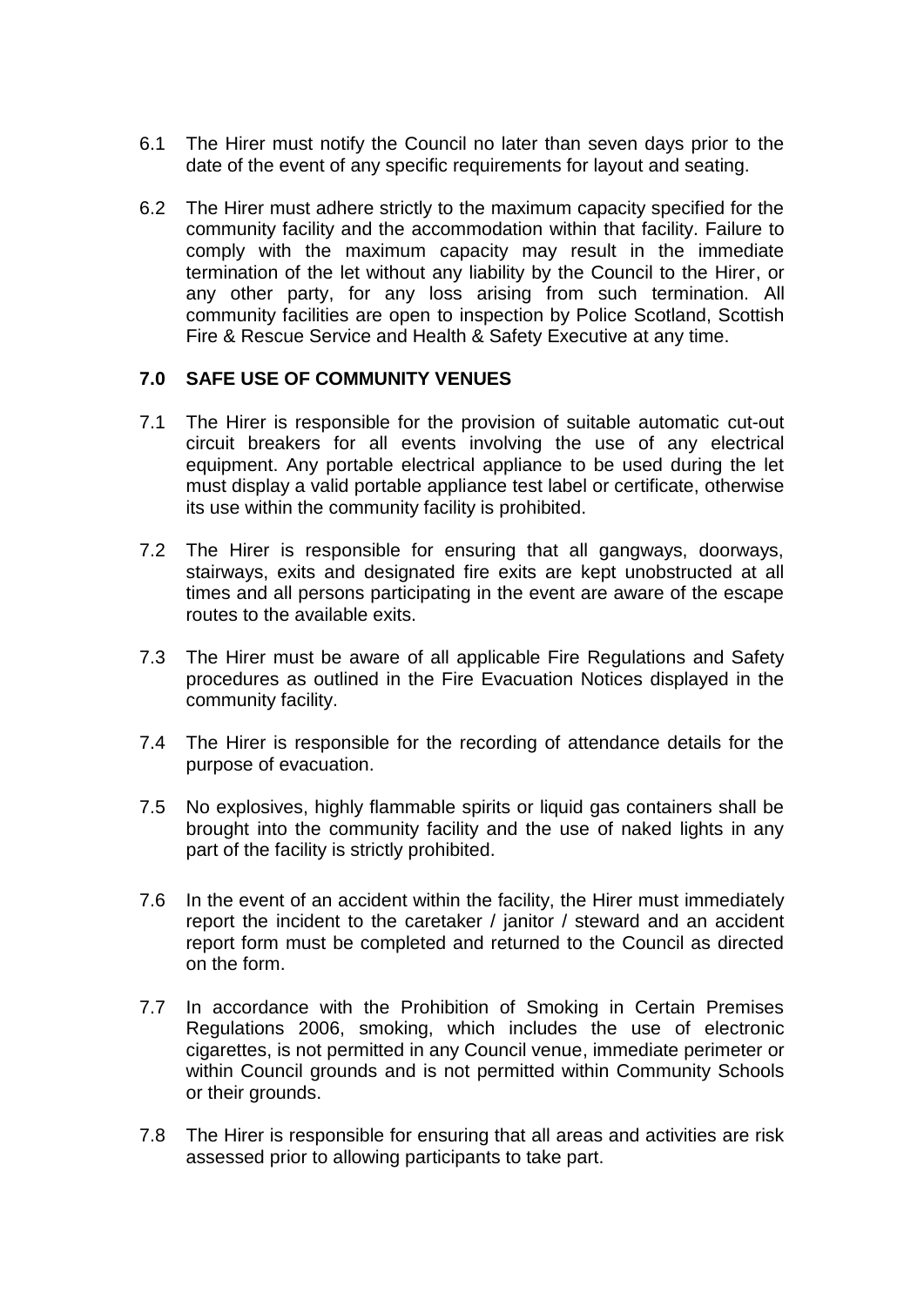6.1 The Hirer must notify the Council no later than seven days prior to the date of the event of any specific requirements for layout and seating.

6.2 The Hirer must adhere strictly to the maximum capacity specified for the community facility and the accommodation within that facility. Failure to comply with the maximum capacity may result in the immediate termination of the let without any liability by the Council to the Hirer, or any other party, for any loss arising from such termination. All community facilities are open to inspection by Police Scotland, Scottish Fire & Rescue Service and Health & Safety Executive at any time.

## 7.0 SAFE USE OF COMMUNITY VENUES

7.1 The Hirer is responsible for the provision of suitable automatic cut-out circuit breakers for all events involving the use of any electrical equipment. Any portable electrical appliance to be used during the let must display a valid portable appliance test label or certificate, otherwise its use within the community facility is prohibited.

7.2 The Hirer is responsible for ensuring that all gangways, doorways, stairways, exits and designated fire exits are kept unobstructed at all times and all persons participating in the event are aware of the escape routes to the available exits.

7.3 The Hirer must be aware of all applicable Fire Regulations and Safety procedures as outlined in the Fire Evacuation Notices displayed in the community facility.

7.4 The Hirer is responsible for the recording of attendance details for the purpose of evacuation.

7.5 No explosives, highly flammable spirits or liquid gas containers shall be brought into the community facility and the use of naked lights in any part of the facility is strictly prohibited.

7.6 In the event of an accident within the facility, the Hirer must immediately report the incident to the caretaker / janitor / steward and an accident report form must be completed and returned to the Council as directed on the form.

7.7 In accordance with the Prohibition of Smoking in Certain Premises Regulations 2006, smoking, which includes the use of electronic cigarettes, is not permitted in any Council venue, immediate perimeter or within Council grounds and is not permitted within Community Schools or their grounds.

7.8 The Hirer is responsible for ensuring that all areas and activities are risk assessed prior to allowing participants to take part.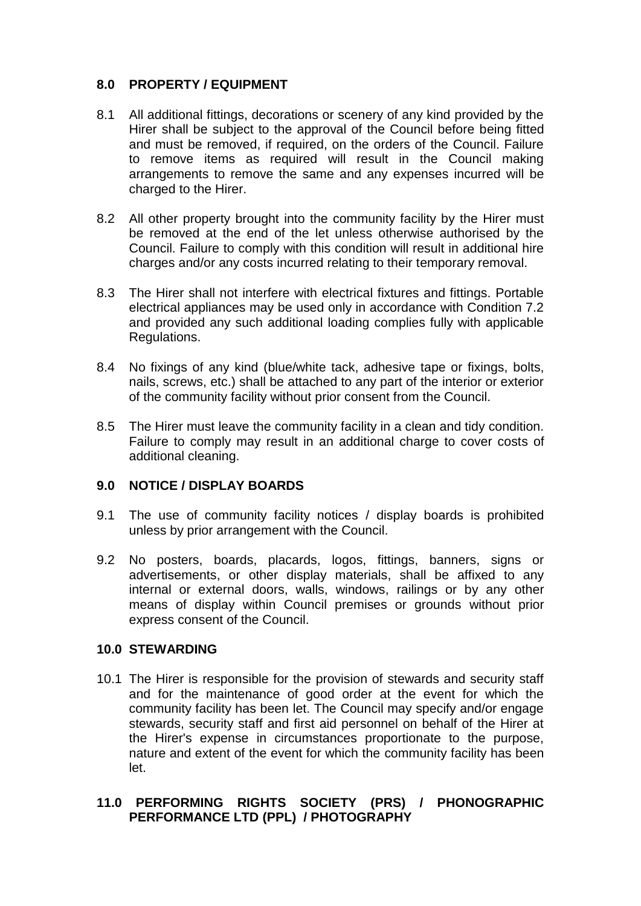## 8.0 PROPERTY / EQUIPMENT

8.1 All additional fittings, decorations or scenery of any kind provided by the Hirer shall be subject to the approval of the Council before being fitted and must be removed, if required, on the orders of the Council. Failure to remove items as required will result in the Council making arrangements to remove the same and any expenses incurred will be charged to the Hirer.

8.2 All other property brought into the community facility by the Hirer must be removed at the end of the let unless otherwise authorised by the Council. Failure to comply with this condition will result in additional hire charges and/or any costs incurred relating to their temporary removal.

8.3 The Hirer shall not interfere with electrical fixtures and fittings. Portable electrical appliances may be used only in accordance with Condition 7.2 and provided any such additional loading complies fully with applicable Regulations.

8.4 No fixings of any kind (blue/white tack, adhesive tape or fixings, bolts, nails, screws, etc.) shall be attached to any part of the interior or exterior of the community facility without prior consent from the Council.

8.5 The Hirer must leave the community facility in a clean and tidy condition. Failure to comply may result in an additional charge to cover costs of additional cleaning.

## 9.0 NOTICE / DISPLAY BOARDS

9.1 The use of community facility notices / display boards is prohibited unless by prior arrangement with the Council.

9.2 No posters, boards, placards, logos, fittings, banners, signs or advertisements, or other display materials, shall be affixed to any internal or external doors, walls, windows, railings or by any other means of display within Council premises or grounds without prior express consent of the Council.

## 10.0 STEWARDING

10.1 The Hirer is responsible for the provision of stewards and security staff and for the maintenance of good order at the event for which the community facility has been let. The Council may specify and/or engage stewards, security staff and first aid personnel on behalf of the Hirer at the Hirer's expense in circumstances proportionate to the purpose, nature and extent of the event for which the community facility has been let.

## 11.0 PERFORMING RIGHTS SOCIETY (PRS) / PHONOGRAPHIC PERFORMANCE LTD (PPL) / PHOTOGRAPHY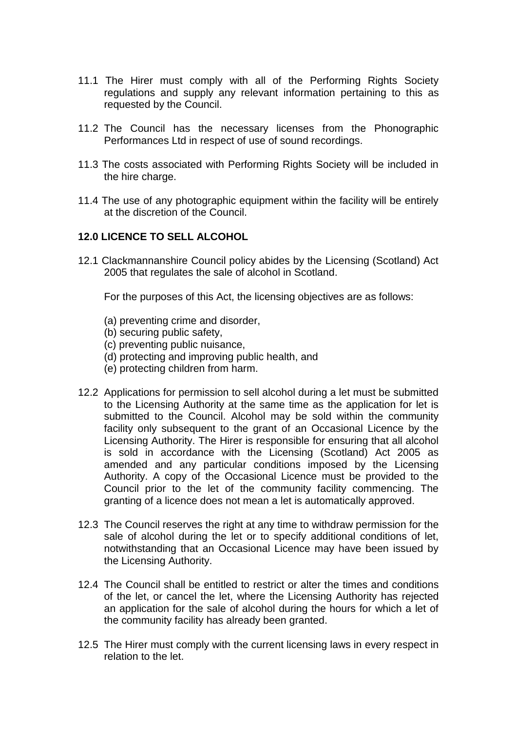11.1 The Hirer must comply with all of the Performing Rights Society regulations and supply any relevant information pertaining to this as requested by the Council.

11.2 The Council has the necessary licenses from the Phonographic Performances Ltd in respect of use of sound recordings.

11.3 The costs associated with Performing Rights Society will be included in the hire charge.

11.4 The use of any photographic equipment within the facility will be entirely at the discretion of the Council.

**12.0 LICENCE TO SELL ALCOHOL**

12.1 Clackmannanshire Council policy abides by the Licensing (Scotland) Act 2005 that regulates the sale of alcohol in Scotland.

For the purposes of this Act, the licensing objectives are as follows:

(a) preventing crime and disorder,
(b) securing public safety,
(c) preventing public nuisance,
(d) protecting and improving public health, and
(e) protecting children from harm.

12.2 Applications for permission to sell alcohol during a let must be submitted to the Licensing Authority at the same time as the application for let is submitted to the Council. Alcohol may be sold within the community facility only subsequent to the grant of an Occasional Licence by the Licensing Authority. The Hirer is responsible for ensuring that all alcohol is sold in accordance with the Licensing (Scotland) Act 2005 as amended and any particular conditions imposed by the Licensing Authority. A copy of the Occasional Licence must be provided to the Council prior to the let of the community facility commencing. The granting of a licence does not mean a let is automatically approved.

12.3 The Council reserves the right at any time to withdraw permission for the sale of alcohol during the let or to specify additional conditions of let, notwithstanding that an Occasional Licence may have been issued by the Licensing Authority.

12.4 The Council shall be entitled to restrict or alter the times and conditions of the let, or cancel the let, where the Licensing Authority has rejected an application for the sale of alcohol during the hours for which a let of the community facility has already been granted.

12.5 The Hirer must comply with the current licensing laws in every respect in relation to the let.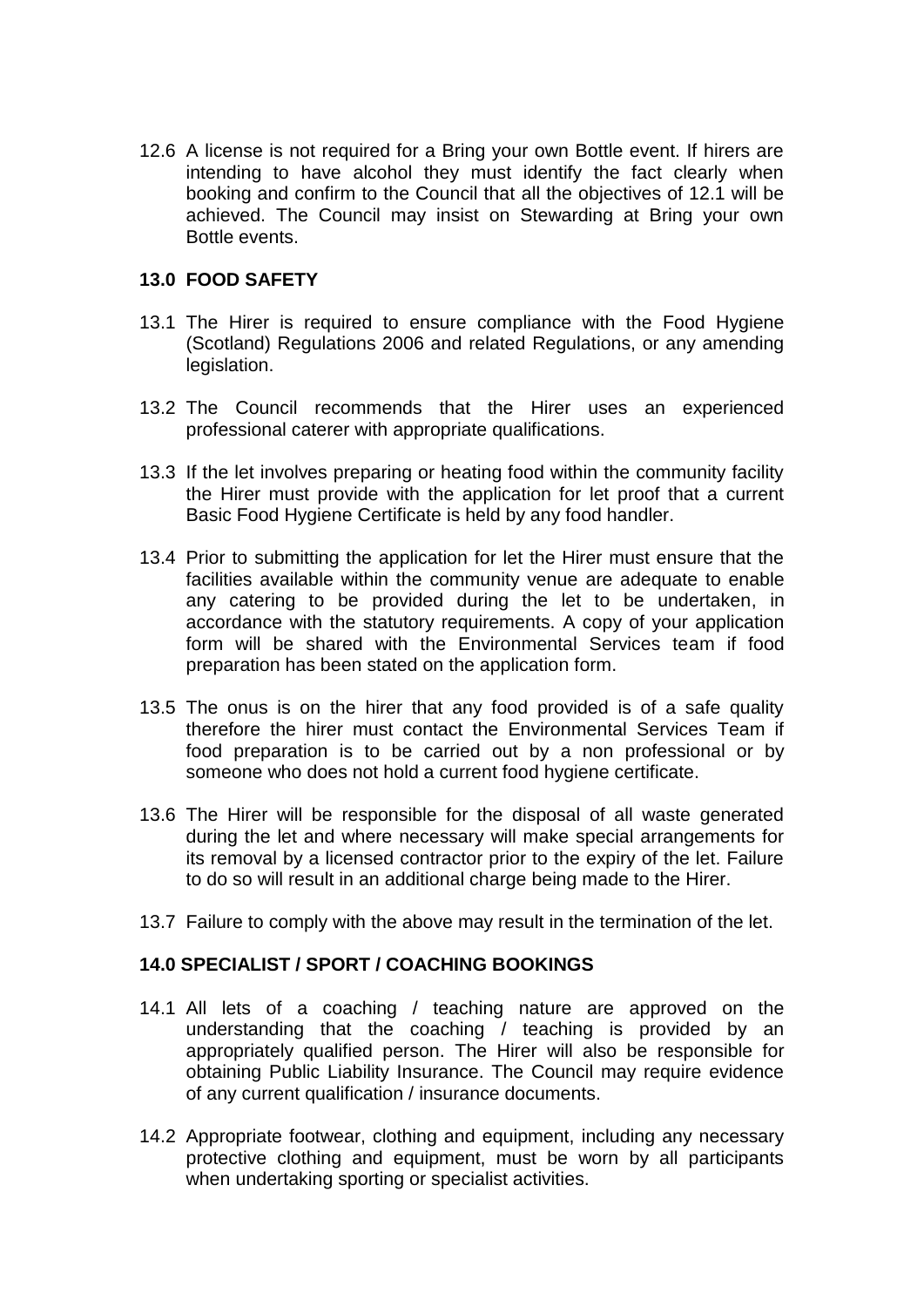12.6 A license is not required for a Bring your own Bottle event. If hirers are intending to have alcohol they must identify the fact clearly when booking and confirm to the Council that all the objectives of 12.1 will be achieved. The Council may insist on Stewarding at Bring your own Bottle events.

## 13.0 FOOD SAFETY

13.1 The Hirer is required to ensure compliance with the Food Hygiene (Scotland) Regulations 2006 and related Regulations, or any amending legislation.

13.2 The Council recommends that the Hirer uses an experienced professional caterer with appropriate qualifications.

13.3 If the let involves preparing or heating food within the community facility the Hirer must provide with the application for let proof that a current Basic Food Hygiene Certificate is held by any food handler.

13.4 Prior to submitting the application for let the Hirer must ensure that the facilities available within the community venue are adequate to enable any catering to be provided during the let to be undertaken, in accordance with the statutory requirements. A copy of your application form will be shared with the Environmental Services team if food preparation has been stated on the application form.

13.5 The onus is on the hirer that any food provided is of a safe quality therefore the hirer must contact the Environmental Services Team if food preparation is to be carried out by a non professional or by someone who does not hold a current food hygiene certificate.

13.6 The Hirer will be responsible for the disposal of all waste generated during the let and where necessary will make special arrangements for its removal by a licensed contractor prior to the expiry of the let. Failure to do so will result in an additional charge being made to the Hirer.

13.7 Failure to comply with the above may result in the termination of the let.

## 14.0 SPECIALIST / SPORT / COACHING BOOKINGS

14.1 All lets of a coaching / teaching nature are approved on the understanding that the coaching / teaching is provided by an appropriately qualified person. The Hirer will also be responsible for obtaining Public Liability Insurance. The Council may require evidence of any current qualification / insurance documents.

14.2 Appropriate footwear, clothing and equipment, including any necessary protective clothing and equipment, must be worn by all participants when undertaking sporting or specialist activities.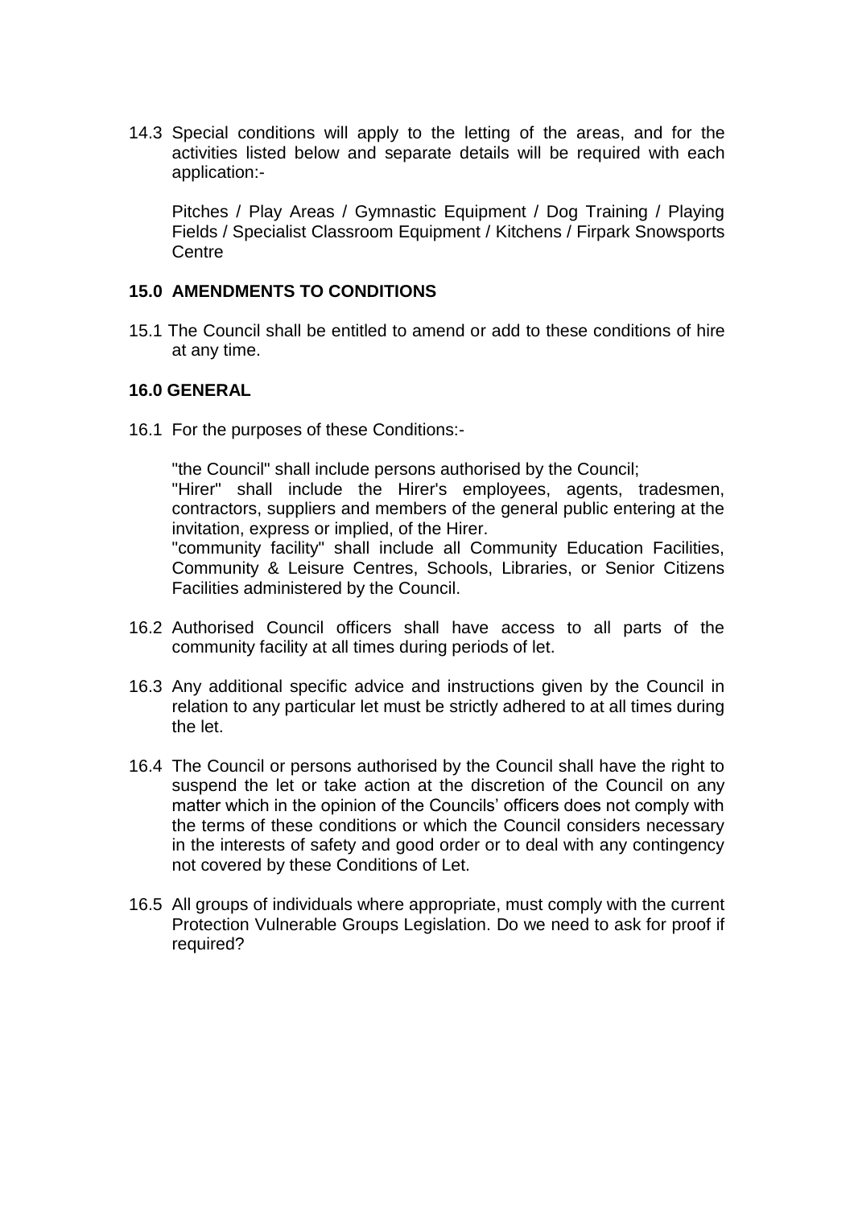14.3 Special conditions will apply to the letting of the areas, and for the activities listed below and separate details will be required with each application:-

Pitches / Play Areas / Gymnastic Equipment / Dog Training / Playing Fields / Specialist Classroom Equipment / Kitchens / Firpark Snowsports Centre

**15.0 AMENDMENTS TO CONDITIONS**

15.1 The Council shall be entitled to amend or add to these conditions of hire at any time.

**16.0 GENERAL**

16.1 For the purposes of these Conditions:-

"the Council" shall include persons authorised by the Council;
"Hirer" shall include the Hirer's employees, agents, tradesmen, contractors, suppliers and members of the general public entering at the invitation, express or implied, of the Hirer.
"community facility" shall include all Community Education Facilities, Community & Leisure Centres, Schools, Libraries, or Senior Citizens Facilities administered by the Council.

16.2 Authorised Council officers shall have access to all parts of the community facility at all times during periods of let.

16.3 Any additional specific advice and instructions given by the Council in relation to any particular let must be strictly adhered to at all times during the let.

16.4 The Council or persons authorised by the Council shall have the right to suspend the let or take action at the discretion of the Council on any matter which in the opinion of the Councils' officers does not comply with the terms of these conditions or which the Council considers necessary in the interests of safety and good order or to deal with any contingency not covered by these Conditions of Let.

16.5 All groups of individuals where appropriate, must comply with the current Protection Vulnerable Groups Legislation. Do we need to ask for proof if required?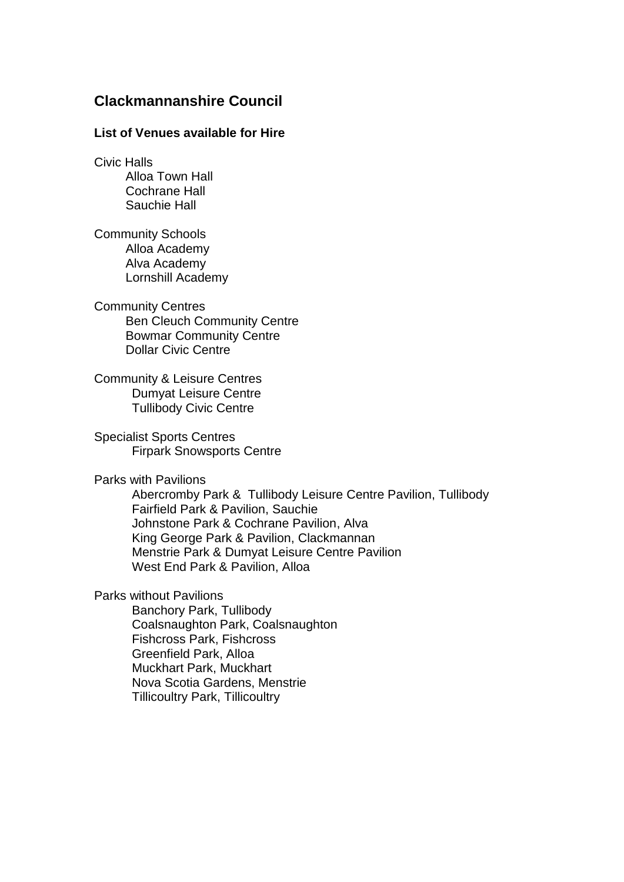## Clackmannanshire Council

**List of Venues available for Hire**

Civic Halls
- Alloa Town Hall
- Cochrane Hall
- Sauchie Hall

Community Schools
- Alloa Academy
- Alva Academy
- Lornshill Academy

Community Centres
- Ben Cleuch Community Centre
- Bowmar Community Centre
- Dollar Civic Centre

Community & Leisure Centres
- Dumyat Leisure Centre
- Tullibody Civic Centre

Specialist Sports Centres
- Firpark Snowsports Centre

Parks with Pavilions
- Abercromby Park & Tullibody Leisure Centre Pavilion, Tullibody
- Fairfield Park & Pavilion, Sauchie
- Johnstone Park & Cochrane Pavilion, Alva
- King George Park & Pavilion, Clackmannan
- Menstrie Park & Dumyat Leisure Centre Pavilion
- West End Park & Pavilion, Alloa

Parks without Pavilions
- Banchory Park, Tullibody
- Coalsnaughton Park, Coalsnaughton
- Fishcross Park, Fishcross
- Greenfield Park, Alloa
- Muckhart Park, Muckhart
- Nova Scotia Gardens, Menstrie
- Tillicoultry Park, Tillicoultry